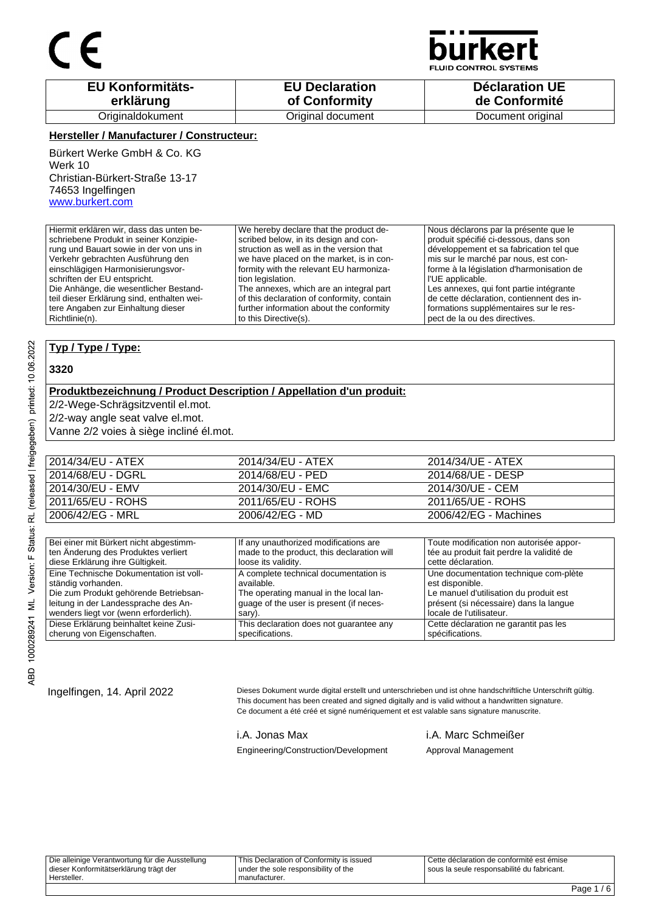CE

bürkert
FLUID CONTROL SYSTEMS

| EU Konformitäts-erklärung | EU Declaration of Conformity | Déclaration UE de Conformité |
|---|---|---|
| Originaldokument | Original document | Document original |

**Hersteller / Manufacturer / Constructeur:**

Bürkert Werke GmbH & Co. KG
Werk 10
Christian-Bürkert-Straße 13-17
74653 Ingelfingen
www.burkert.com

| | | |
|---|---|---|
| Hiermit erklären wir, dass das unten beschriebene Produkt in seiner Konzipierung und Bauart sowie in der von uns in Verkehr gebrachten Ausführung den einschlägigen Harmonisierungsvorschriften der EU entspricht. Die Anhänge, die wesentlicher Bestandteil dieser Erklärung sind, enthalten weitere Angaben zur Einhaltung dieser Richtlinie(n). | We hereby declare that the product described below, in its design and construction as well as in the version that we have placed on the market, is in conformity with the relevant EU harmonization legislation. The annexes, which are an integral part of this declaration of conformity, contain further information about the conformity to this Directive(s). | Nous déclarons par la présente que le produit spécifié ci-dessous, dans son développement et sa fabrication tel que mis sur le marché par nous, est conforme à la législation d'harmonisation de l'UE applicable. Les annexes, qui font partie intégrante de cette déclaration, contiennent des informations supplémentaires sur le respect de la ou des directives. |

**Typ / Type / Type:**

**3320**

**Produktbezeichnung / Product Description / Appellation d'un produit:**

2/2-Wege-Schrägsitzventil el.mot.
2/2-way angle seat valve el.mot.
Vanne 2/2 voies à siège incliné él.mot.

| | | |
|---|---|---|
| 2014/34/EU - ATEX | 2014/34/EU - ATEX | 2014/34/UE - ATEX |
| 2014/68/EU - DGRL | 2014/68/EU - PED | 2014/68/UE - DESP |
| 2014/30/EU - EMV | 2014/30/EU - EMC | 2014/30/UE - CEM |
| 2011/65/EU - ROHS | 2011/65/EU - ROHS | 2011/65/UE - ROHS |
| 2006/42/EG - MRL | 2006/42/EG - MD | 2006/42/EG - Machines |

| | | |
|---|---|---|
| Bei einer mit Bürkert nicht abgestimmten Änderung des Produktes verliert diese Erklärung ihre Gültigkeit. | If any unauthorized modifications are made to the product, this declaration will loose its validity. | Toute modification non autorisée apportée au produit fait perdre la validité de cette déclaration. |
| Eine Technische Dokumentation ist vollständig vorhanden. Die zum Produkt gehörende Betriebsanleitung in der Landessprache des Anwenders liegt vor (wenn erforderlich). | A complete technical documentation is available. The operating manual in the local language of the user is present (if necessary). | Une documentation technique com-plète est disponible. Le manuel d'utilisation du produit est présent (si nécessaire) dans la langue locale de l'utilisateur. |
| Diese Erklärung beinhaltet keine Zusicherung von Eigenschaften. | This declaration does not guarantee any specifications. | Cette déclaration ne garantit pas les spécifications. |

ABD 1000289241 ML Version: F Status: RL (released | freigegeben) printed: 10.06.2022

Ingelfingen, 14. April 2022

Dieses Dokument wurde digital erstellt und unterschrieben und ist ohne handschriftliche Unterschrift gültig.
This document has been created and signed digitally and is valid without a handwritten signature.
Ce document a été créé et signé numériquement et est valable sans signature manuscrite.

i.A. Jonas Max
Engineering/Construction/Development

i.A. Marc Schmeißer
Approval Management

| | | |
|---|---|---|
| Die alleinige Verantwortung für die Ausstellung dieser Konformitätserklärung trägt der Hersteller. | This Declaration of Conformity is issued under the sole responsibility of the manufacturer. | Cette déclaration de conformité est émise sous la seule responsabilité du fabricant. |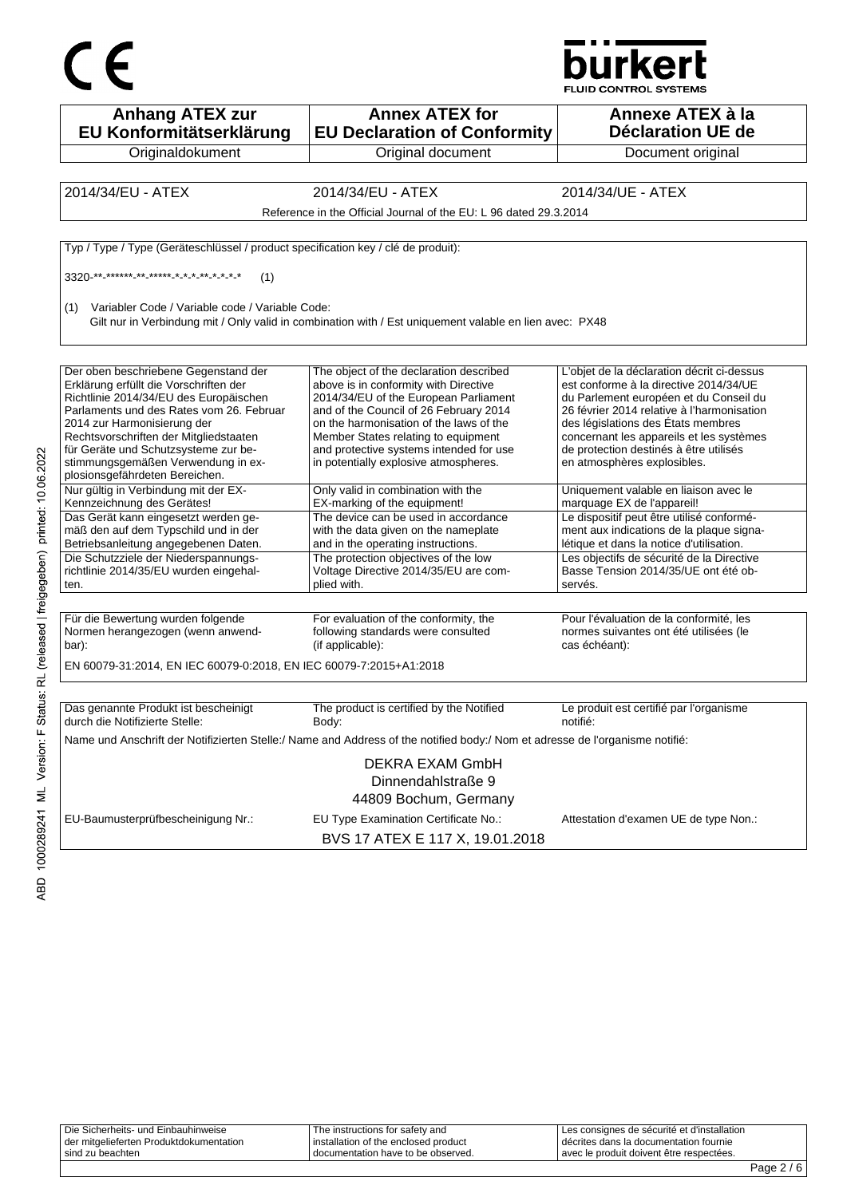CE

bürkert
FLUID CONTROL SYSTEMS

| Anhang ATEX zur EU Konformitätserklärung | Annex ATEX for EU Declaration of Conformity | Annexe ATEX à la Déclaration UE de |
|---|---|---|
| Originaldokument | Original document | Document original |

| 2014/34/EU - ATEX | 2014/34/EU - ATEX | 2014/34/UE - ATEX |
|---|---|---|
| Reference in the Official Journal of the EU: L 96 dated 29.3.2014 | | |

Typ / Type / Type (Geräteschlüssel / product specification key / clé de produit):

3320-**-******-**-*****-*-*-*-**-*-*-*-* (1)

(1) Variabler Code / Variable code / Variable Code:
Gilt nur in Verbindung mit / Only valid in combination with / Est uniquement valable en lien avec: PX48

| Der oben beschriebene Gegenstand der Erklärung erfüllt die Vorschriften der Richtlinie 2014/34/EU des Europäischen Parlaments und des Rates vom 26. Februar 2014 zur Harmonisierung der Rechtsvorschriften der Mitgliedstaaten für Geräte und Schutzsysteme zur bestimmungsgemäßen Verwendung in explosionsgefährdeten Bereichen. | The object of the declaration described above is in conformity with Directive 2014/34/EU of the European Parliament and of the Council of 26 February 2014 on the harmonisation of the laws of the Member States relating to equipment and protective systems intended for use in potentially explosive atmospheres. | L'objet de la déclaration décrit ci-dessus est conforme à la directive 2014/34/UE du Parlement européen et du Conseil du 26 février 2014 relative à l'harmonisation des législations des États membres concernant les appareils et les systèmes de protection destinés à être utilisés en atmosphères explosibles. |
|---|---|---|
| Nur gültig in Verbindung mit der EX-Kennzeichnung des Gerätes! | Only valid in combination with the EX-marking of the equipment! | Uniquement valable en liaison avec le marquage EX de l'appareil! |
| Das Gerät kann eingesetzt werden gemäß den auf dem Typschild und in der Betriebsanleitung angegebenen Daten. | The device can be used in accordance with the data given on the nameplate and in the operating instructions. | Le dispositif peut être utilisé conformément aux indications de la plaque signalétique et dans la notice d'utilisation. |
| Die Schutzziele der Niederspannungsrichtlinie 2014/35/EU wurden eingehalten. | The protection objectives of the low Voltage Directive 2014/35/EU are complied with. | Les objectifs de sécurité de la Directive Basse Tension 2014/35/UE ont été observés. |

| Für die Bewertung wurden folgende Normen herangezogen (wenn anwendbar): | For evaluation of the conformity, the following standards were consulted (if applicable): | Pour l'évaluation de la conformité, les normes suivantes ont été utilisées (le cas échéant): |
|---|---|---|

EN 60079-31:2014, EN IEC 60079-0:2018, EN IEC 60079-7:2015+A1:2018

| Das genannte Produkt ist bescheinigt durch die Notifizierte Stelle: | The product is certified by the Notified Body: | Le produit est certifié par l'organisme notifié: |
|---|---|---|

Name und Anschrift der Notifizierten Stelle:/ Name and Address of the notified body:/ Nom et adresse de l'organisme notifié:

DEKRA EXAM GmbH
Dinnendahlstraße 9
44809 Bochum, Germany

| EU-Baumusterprüfbescheinigung Nr.: | EU Type Examination Certificate No.: | Attestation d'examen UE de type Non.: |
|---|---|---|

BVS 17 ATEX E 117 X, 19.01.2018

| Die Sicherheits- und Einbauhinweise der mitgelieferten Produktdokumentation sind zu beachten | The instructions for safety and installation of the enclosed product documentation have to be observed. | Les consignes de sécurité et d'installation décrites dans la documentation fournie avec le produit doivent être respectées. |
|---|---|---|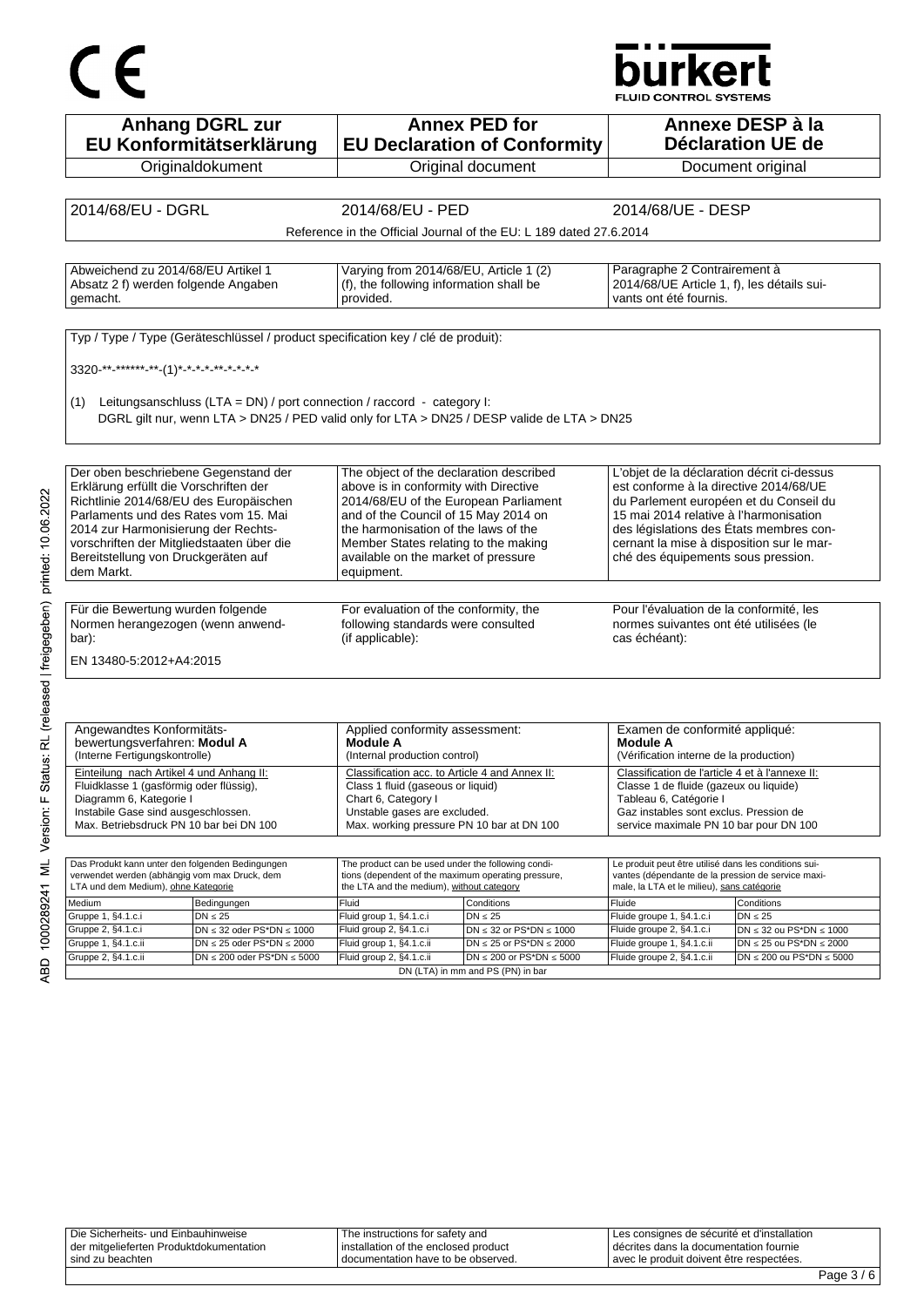CE

bürkert
FLUID CONTROL SYSTEMS

| Anhang DGRL zur EU Konformitätserklärung | Annex PED for EU Declaration of Conformity | Annexe DESP à la Déclaration UE de |
|---|---|---|
| Originaldokument | Original document | Document original |

| 2014/68/EU - DGRL | 2014/68/EU - PED | 2014/68/UE - DESP |
|---|---|---|
| | Reference in the Official Journal of the EU: L 189 dated 27.6.2014 | |

| Abweichend zu 2014/68/EU Artikel 1 Absatz 2 f) werden folgende Angaben gemacht. | Varying from 2014/68/EU, Article 1 (2) (f), the following information shall be provided. | Paragraphe 2 Contrairement à 2014/68/UE Article 1, f), les détails suivants ont été fournis. |
|---|---|---|

Typ / Type / Type (Geräteschlüssel / product specification key / clé de produit):

3320-**-******-**-(1)*-*-*-*-**-*-*-*-*

(1) Leitungsanschluss (LTA = DN) / port connection / raccord - category I:
DGRL gilt nur, wenn LTA > DN25 / PED valid only for LTA > DN25 / DESP valide de LTA > DN25

| Der oben beschriebene Gegenstand der Erklärung erfüllt die Vorschriften der Richtlinie 2014/68/EU des Europäischen Parlaments und des Rates vom 15. Mai 2014 zur Harmonisierung der Rechtsvorschriften der Mitgliedstaaten über die Bereitstellung von Druckgeräten auf dem Markt. | The object of the declaration described above is in conformity with Directive 2014/68/EU of the European Parliament and of the Council of 15 May 2014 on the harmonisation of the laws of the Member States relating to the making available on the market of pressure equipment. | L'objet de la déclaration décrit ci-dessus est conforme à la directive 2014/68/UE du Parlement européen et du Conseil du 15 mai 2014 relative à l'harmonisation des législations des États membres concernant la mise à disposition sur le marché des équipements sous pression. |
|---|---|---|

| Für die Bewertung wurden folgende Normen herangezogen (wenn anwendbar): | For evaluation of the conformity, the following standards were consulted (if applicable): | Pour l'évaluation de la conformité, les normes suivantes ont été utilisées (le cas échéant): |
|---|---|---|

EN 13480-5:2012+A4:2015

| Angewandtes Konformitätsbewertungsverfahren: **Modul A** (Interne Fertigungskontrolle) | Applied conformity assessment: **Module A** (Internal production control) | Examen de conformité appliqué: **Module A** (Vérification interne de la production) |
|---|---|---|
| Einteilung nach Artikel 4 und Anhang II: Fluidklasse 1 (gasförmig oder flüssig), Diagramm 6, Kategorie I Instabile Gase sind ausgeschlossen. Max. Betriebsdruck PN 10 bar bei DN 100 | Classification acc. to Article 4 and Annex II: Class 1 fluid (gaseous or liquid) Chart 6, Category I Unstable gases are excluded. Max. working pressure PN 10 bar at DN 100 | Classification de l'article 4 et à l'annexe II: Classe 1 de fluide (gazeux ou liquide) Tableau 6, Catégorie I Gaz instables sont exclus. Pression de service maximale PN 10 bar pour DN 100 |

| Das Produkt kann unter den folgenden Bedingungen verwendet werden (abhängig vom max Druck, dem LTA und dem Medium), ohne Kategorie | | The product can be used under the following conditions (dependent of the maximum operating pressure, the LTA and the medium), without category | | Le produit peut être utilisé dans les conditions suivantes (dépendante de la pression de service maximale, la LTA et le milieu), sans catégorie | |
|---|---|---|---|---|---|
| Medium | Bedingungen | Fluid | Conditions | Fluide | Conditions |
| Gruppe 1, §4.1.c.i | DN ≤ 25 | Fluid group 1, §4.1.c.i | DN ≤ 25 | Fluide groupe 1, §4.1.c.i | DN ≤ 25 |
| Gruppe 2, §4.1.c.i | DN ≤ 32 oder PS*DN ≤ 1000 | Fluid group 2, §4.1.c.i | DN ≤ 32 or PS*DN ≤ 1000 | Fluide groupe 2, §4.1.c.i | DN ≤ 32 ou PS*DN ≤ 1000 |
| Gruppe 1, §4.1.c.ii | DN ≤ 25 oder PS*DN ≤ 2000 | Fluid group 1, §4.1.c.ii | DN ≤ 25 or PS*DN ≤ 2000 | Fluide groupe 1, §4.1.c.ii | DN ≤ 25 ou PS*DN ≤ 2000 |
| Gruppe 2, §4.1.c.ii | DN ≤ 200 oder PS*DN ≤ 5000 | Fluid group 2, §4.1.c.ii | DN ≤ 200 or PS*DN ≤ 5000 | Fluide groupe 2, §4.1.c.ii | DN ≤ 200 ou PS*DN ≤ 5000 |

DN (LTA) in mm and PS (PN) in bar

| Die Sicherheits- und Einbauhinweise der mitgelieferten Produktdokumentation sind zu beachten | The instructions for safety and installation of the enclosed product documentation have to be observed. | Les consignes de sécurité et d'installation décrites dans la documentation fournie avec le produit doivent être respectées. |
|---|---|---|

ABD 1000289241 ML Version: F Status: RL (released | freigegeben) printed: 10.06.2022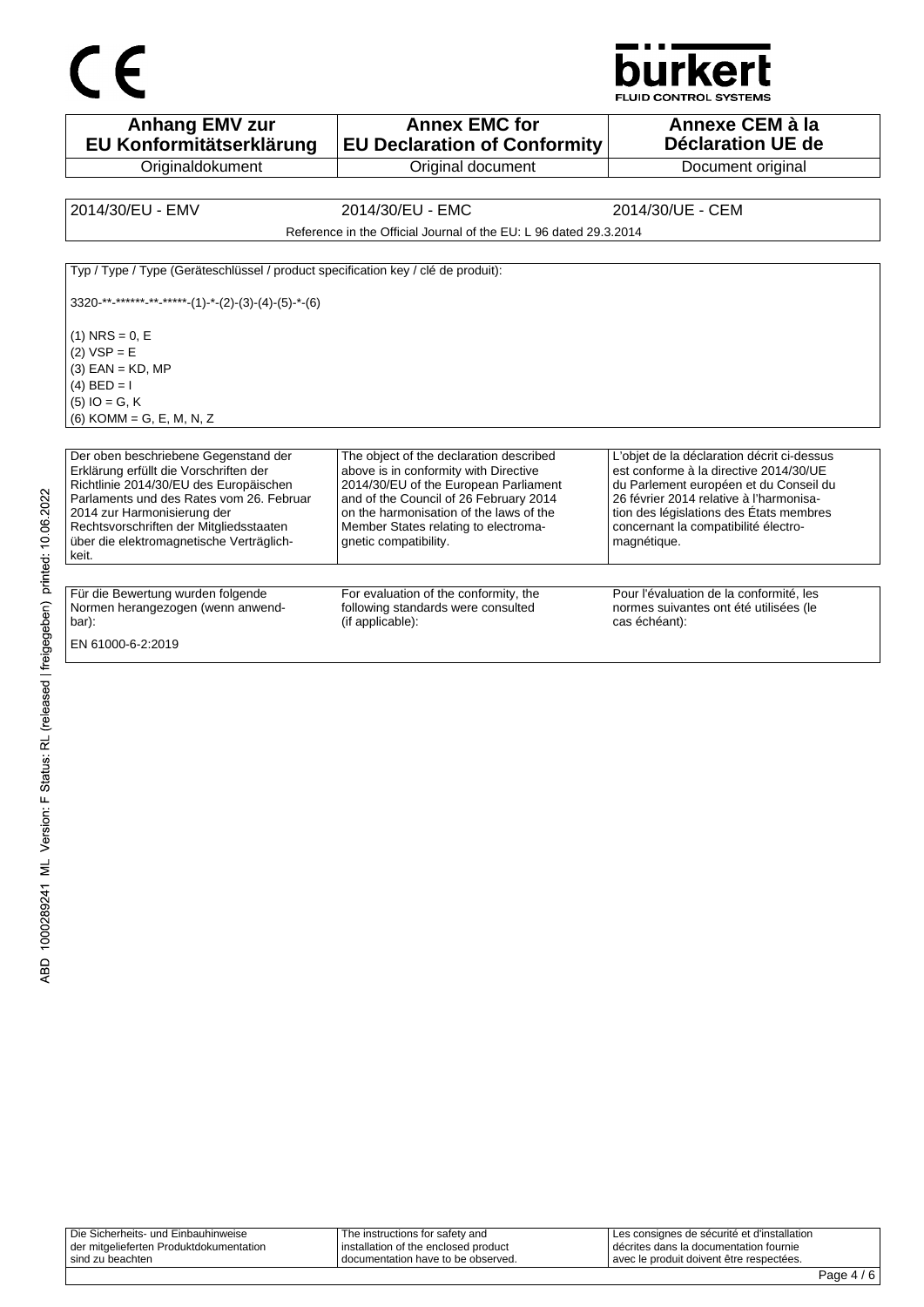| Anhang EMV zur EU Konformitätserklärung | Annex EMC for EU Declaration of Conformity | Annexe CEM à la Déclaration UE de |
|---|---|---|
| Originaldokument | Original document | Document original |

| 2014/30/EU - EMV | 2014/30/EU - EMC | 2014/30/UE - CEM |
|---|---|---|

Reference in the Official Journal of the EU: L 96 dated 29.3.2014

Typ / Type / Type (Geräteschlüssel / product specification key / clé de produit):

3320-**-******-**-*****-(1)-*-(2)-(3)-(4)-(5)-*-(6)

(1) NRS = 0, E
(2) VSP = E
(3) EAN = KD, MP
(4) BED = I
(5) IO = G, K
(6) KOMM = G, E, M, N, Z

| Der oben beschriebene Gegenstand der Erklärung erfüllt die Vorschriften der Richtlinie 2014/30/EU des Europäischen Parlaments und des Rates vom 26. Februar 2014 zur Harmonisierung der Rechtsvorschriften der Mitgliedsstaaten über die elektromagnetische Verträglichkeit. | The object of the declaration described above is in conformity with Directive 2014/30/EU of the European Parliament and of the Council of 26 February 2014 on the harmonisation of the laws of the Member States relating to electromagnetic compatibility. | L'objet de la déclaration décrit ci-dessus est conforme à la directive 2014/30/UE du Parlement européen et du Conseil du 26 février 2014 relative à l'harmonisation des législations des États membres concernant la compatibilité électromagnétique. |
|---|---|---|

| Für die Bewertung wurden folgende Normen herangezogen (wenn anwendbar): | For evaluation of the conformity, the following standards were consulted (if applicable): | Pour l'évaluation de la conformité, les normes suivantes ont été utilisées (le cas échéant): |
|---|---|---|
| EN 61000-6-2:2019 | | |

| Die Sicherheits- und Einbauhinweise der mitgelieferten Produktdokumentation sind zu beachten | The instructions for safety and installation of the enclosed product documentation have to be observed. | Les consignes de sécurité et d'installation décrites dans la documentation fournie avec le produit doivent être respectées. |
|---|---|---|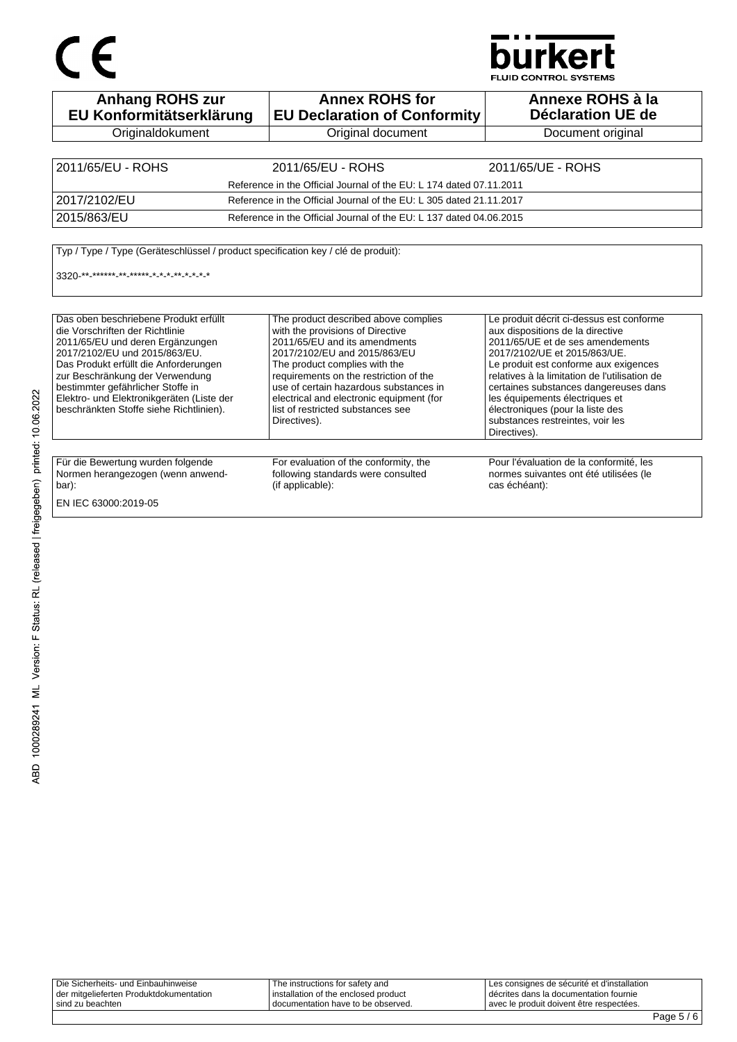CE

bürkert
FLUID CONTROL SYSTEMS

| **Anhang ROHS zur EU Konformitätserklärung** | **Annex ROHS for EU Declaration of Conformity** | **Annexe ROHS à la Déclaration UE de** |
|---|---|---|
| Originaldokument | Original document | Document original |

| 2011/65/EU - ROHS | 2011/65/EU - ROHS | 2011/65/UE - ROHS |
|---|---|---|
| | Reference in the Official Journal of the EU: L 174 dated 07.11.2011 | |
| 2017/2102/EU | Reference in the Official Journal of the EU: L 305 dated 21.11.2017 | |
| 2015/863/EU | Reference in the Official Journal of the EU: L 137 dated 04.06.2015 | |

Typ / Type / Type (Geräteschlüssel / product specification key / clé de produit):

3320-**-******-**-*****-*-*-*-**-*-*-*-*

| Das oben beschriebene Produkt erfüllt die Vorschriften der Richtlinie 2011/65/EU und deren Ergänzungen 2017/2102/EU und 2015/863/EU. Das Produkt erfüllt die Anforderungen zur Beschränkung der Verwendung bestimmter gefährlicher Stoffe in Elektro- und Elektronikgeräten (Liste der beschränkten Stoffe siehe Richtlinien). | The product described above complies with the provisions of Directive 2011/65/EU and its amendments 2017/2102/EU and 2015/863/EU The product complies with the requirements on the restriction of the use of certain hazardous substances in electrical and electronic equipment (for list of restricted substances see Directives). | Le produit décrit ci-dessus est conforme aux dispositions de la directive 2011/65/UE et de ses amendements 2017/2102/UE et 2015/863/UE. Le produit est conforme aux exigences relatives à la limitation de l'utilisation de certaines substances dangereuses dans les équipements électriques et électroniques (pour la liste des substances restreintes, voir les Directives). |
|---|---|---|

| Für die Bewertung wurden folgende Normen herangezogen (wenn anwendbar): | For evaluation of the conformity, the following standards were consulted (if applicable): | Pour l'évaluation de la conformité, les normes suivantes ont été utilisées (le cas échéant): |
|---|---|---|

EN IEC 63000:2019-05

ABD 1000289241 ML Version: F Status: RL (released | freigegeben) printed: 10.06.2022

| Die Sicherheits- und Einbauhinweise der mitgelieferten Produktdokumentation sind zu beachten | The instructions for safety and installation of the enclosed product documentation have to be observed. | Les consignes de sécurité et d'installation décrites dans la documentation fournie avec le produit doivent être respectées. |
|---|---|---|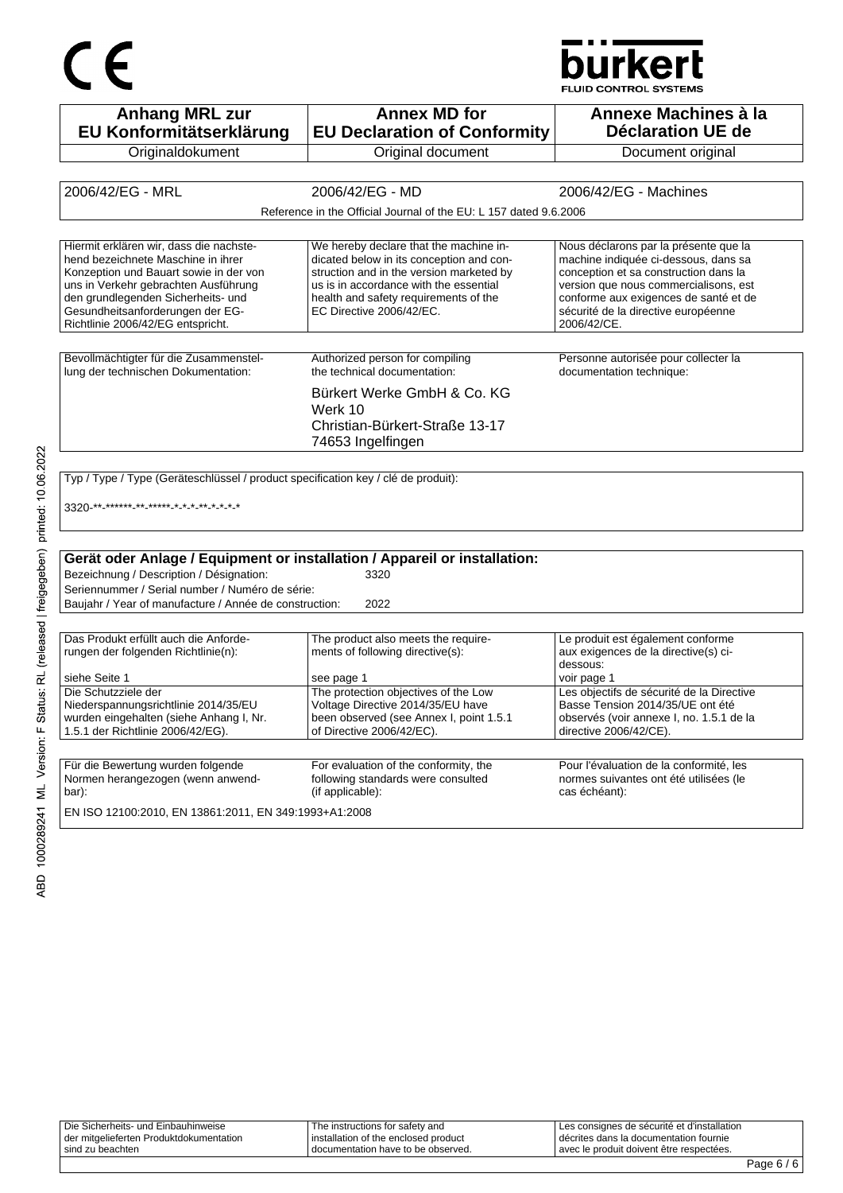CE

bürkert FLUID CONTROL SYSTEMS

| Anhang MRL zur EU Konformitätserklärung | Annex MD for EU Declaration of Conformity | Annexe Machines à la Déclaration UE de |
|---|---|---|
| Originaldokument | Original document | Document original |

| 2006/42/EG - MRL | 2006/42/EG - MD | 2006/42/EG - Machines |
|---|---|---|
| | Reference in the Official Journal of the EU: L 157 dated 9.6.2006 | |

| | | |
|---|---|---|
| Hiermit erklären wir, dass die nachstehend bezeichnete Maschine in ihrer Konzeption und Bauart sowie in der von uns in Verkehr gebrachten Ausführung den grundlegenden Sicherheits- und Gesundheitsanforderungen der EG-Richtlinie 2006/42/EG entspricht. | We hereby declare that the machine indicated below in its conception and construction and in the version marketed by us is in accordance with the essential health and safety requirements of the EC Directive 2006/42/EC. | Nous déclarons par la présente que la machine indiquée ci-dessous, dans sa conception et sa construction dans la version que nous commercialisons, est conforme aux exigences de santé et de sécurité de la directive européenne 2006/42/CE. |

| | | |
|---|---|---|
| Bevollmächtigter für die Zusammenstellung der technischen Dokumentation: | Authorized person for compiling the technical documentation: | Personne autorisée pour collecter la documentation technique: |

Bürkert Werke GmbH & Co. KG
Werk 10
Christian-Bürkert-Straße 13-17
74653 Ingelfingen

Typ / Type / Type (Geräteschlüssel / product specification key / clé de produit):

3320-**-******-**-*****-*-*-*-**-*-*-*-*

**Gerät oder Anlage / Equipment or installation / Appareil or installation:**

Bezeichnung / Description / Désignation: 3320

Seriennummer / Serial number / Numéro de série:

Baujahr / Year of manufacture / Année de construction: 2022

| | | |
|---|---|---|
| Das Produkt erfüllt auch die Anforderungen der folgenden Richtlinie(n): | The product also meets the requirements of following directive(s): | Le produit est également conforme aux exigences de la directive(s) ci-dessous: |
| siehe Seite 1 | see page 1 | voir page 1 |
| Die Schutzziele der Niederspannungsrichtlinie 2014/35/EU wurden eingehalten (siehe Anhang I, Nr. 1.5.1 der Richtlinie 2006/42/EG). | The protection objectives of the Low Voltage Directive 2014/35/EU have been observed (see Annex I, point 1.5.1 of Directive 2006/42/EC). | Les objectifs de sécurité de la Directive Basse Tension 2014/35/UE ont été observés (voir annexe I, no. 1.5.1 de la directive 2006/42/CE). |

| | | |
|---|---|---|
| Für die Bewertung wurden folgende Normen herangezogen (wenn anwendbar): | For evaluation of the conformity, the following standards were consulted (if applicable): | Pour l'évaluation de la conformité, les normes suivantes ont été utilisées (le cas échéant): |

EN ISO 12100:2010, EN 13861:2011, EN 349:1993+A1:2008

| | | |
|---|---|---|
| Die Sicherheits- und Einbauhinweise der mitgelieferten Produktdokumentation sind zu beachten | The instructions for safety and installation of the enclosed product documentation have to be observed. | Les consignes de sécurité et d'installation décrites dans la documentation fournie avec le produit doivent être respectées. |

ABD 1000289241 ML Version: F Status: RL (released | freigegeben) printed: 10.06.2022